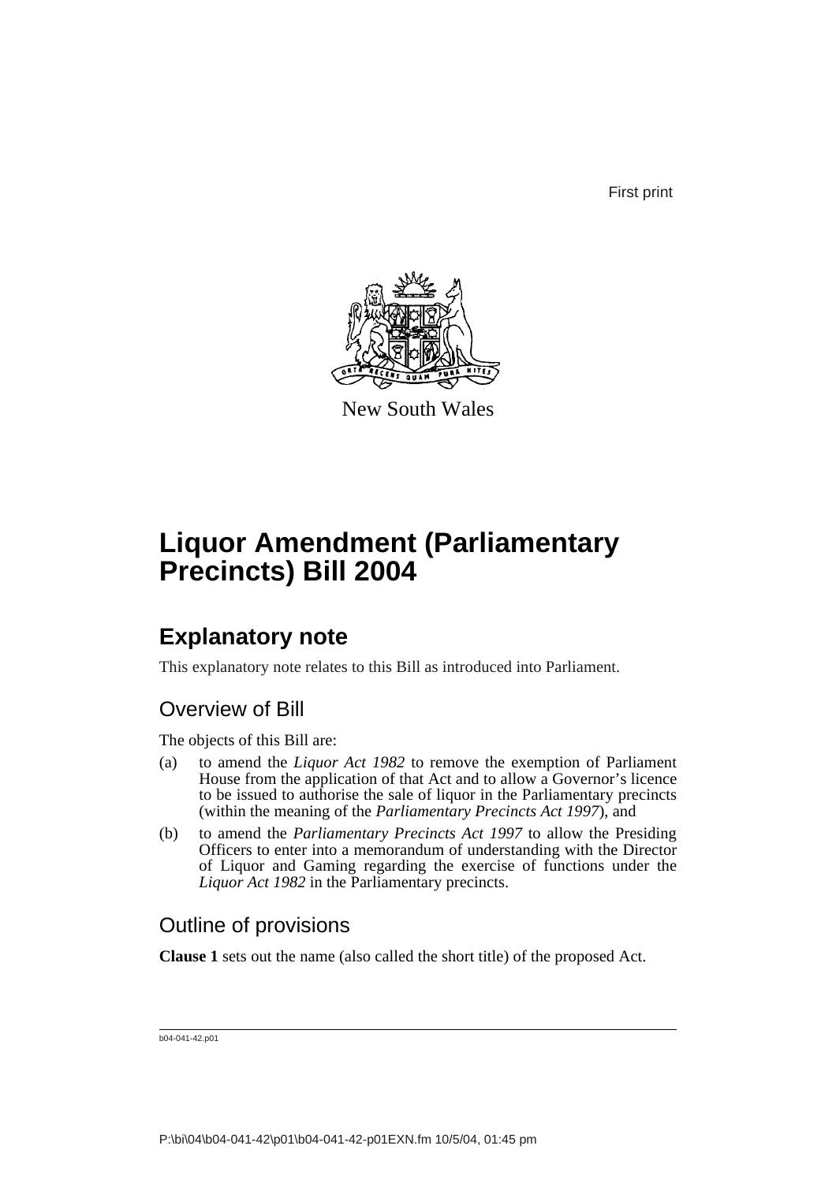First print

New South Wales

# Liquor Amendment (Parliamentary Precincts) Bill 2004

## Explanatory note

This explanatory note relates to this Bill as introduced into Parliament.

### Overview of Bill

The objects of this Bill are:

(a) to amend the *Liquor Act 1982* to remove the exemption of Parliament House from the application of that Act and to allow a Governor's licence to be issued to authorise the sale of liquor in the Parliamentary precincts (within the meaning of the *Parliamentary Precincts Act 1997*), and

(b) to amend the *Parliamentary Precincts Act 1997* to allow the Presiding Officers to enter into a memorandum of understanding with the Director of Liquor and Gaming regarding the exercise of functions under the *Liquor Act 1982* in the Parliamentary precincts.

### Outline of provisions

**Clause 1** sets out the name (also called the short title) of the proposed Act.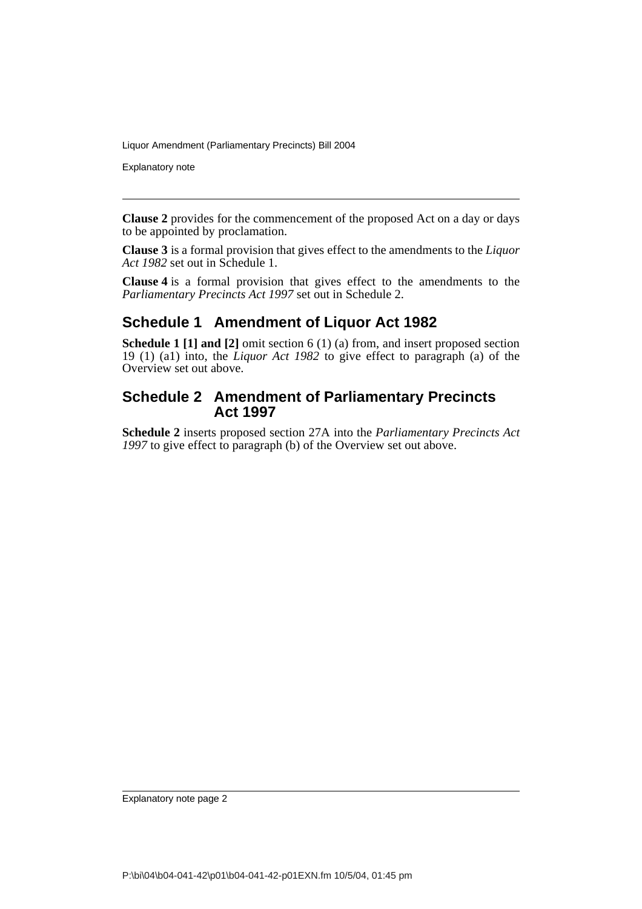**Clause 2** provides for the commencement of the proposed Act on a day or days to be appointed by proclamation.

**Clause 3** is a formal provision that gives effect to the amendments to the *Liquor Act 1982* set out in Schedule 1.

**Clause 4** is a formal provision that gives effect to the amendments to the *Parliamentary Precincts Act 1997* set out in Schedule 2.

## Schedule 1 Amendment of Liquor Act 1982

**Schedule 1 [1] and [2]** omit section 6 (1) (a) from, and insert proposed section 19 (1) (a1) into, the *Liquor Act 1982* to give effect to paragraph (a) of the Overview set out above.

## Schedule 2 Amendment of Parliamentary Precincts Act 1997

**Schedule 2** inserts proposed section 27A into the *Parliamentary Precincts Act 1997* to give effect to paragraph (b) of the Overview set out above.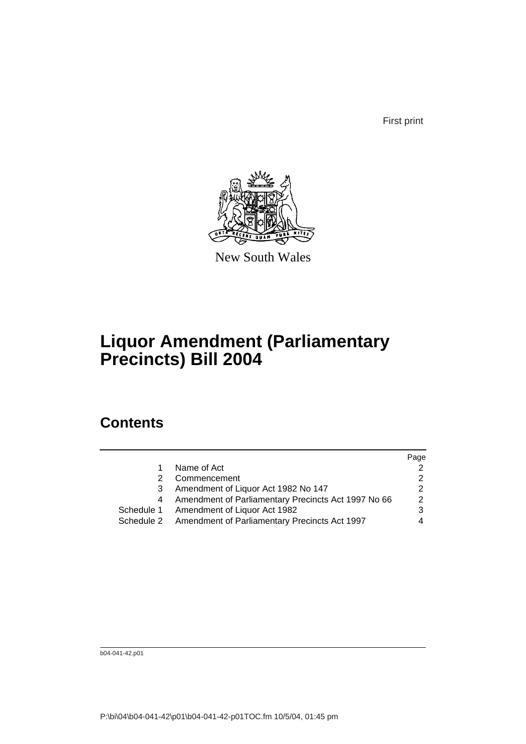First print

New South Wales

# Liquor Amendment (Parliamentary Precincts) Bill 2004

## Contents

| | | Page |
|---|---|---|
| 1 | Name of Act | 2 |
| 2 | Commencement | 2 |
| 3 | Amendment of Liquor Act 1982 No 147 | 2 |
| 4 | Amendment of Parliamentary Precincts Act 1997 No 66 | 2 |
| Schedule 1 | Amendment of Liquor Act 1982 | 3 |
| Schedule 2 | Amendment of Parliamentary Precincts Act 1997 | 4 |

b04-041-42.p01

P:\bi\04\b04-041-42\p01\b04-041-42-p01TOC.fm 10/5/04, 01:45 pm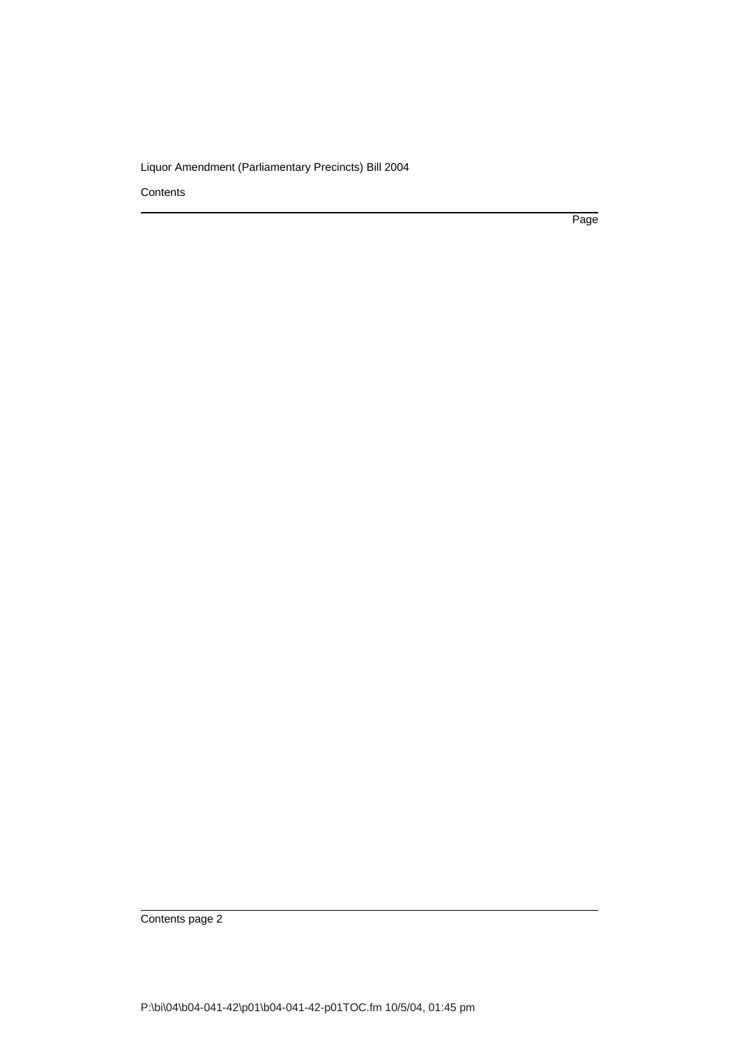Contents

Page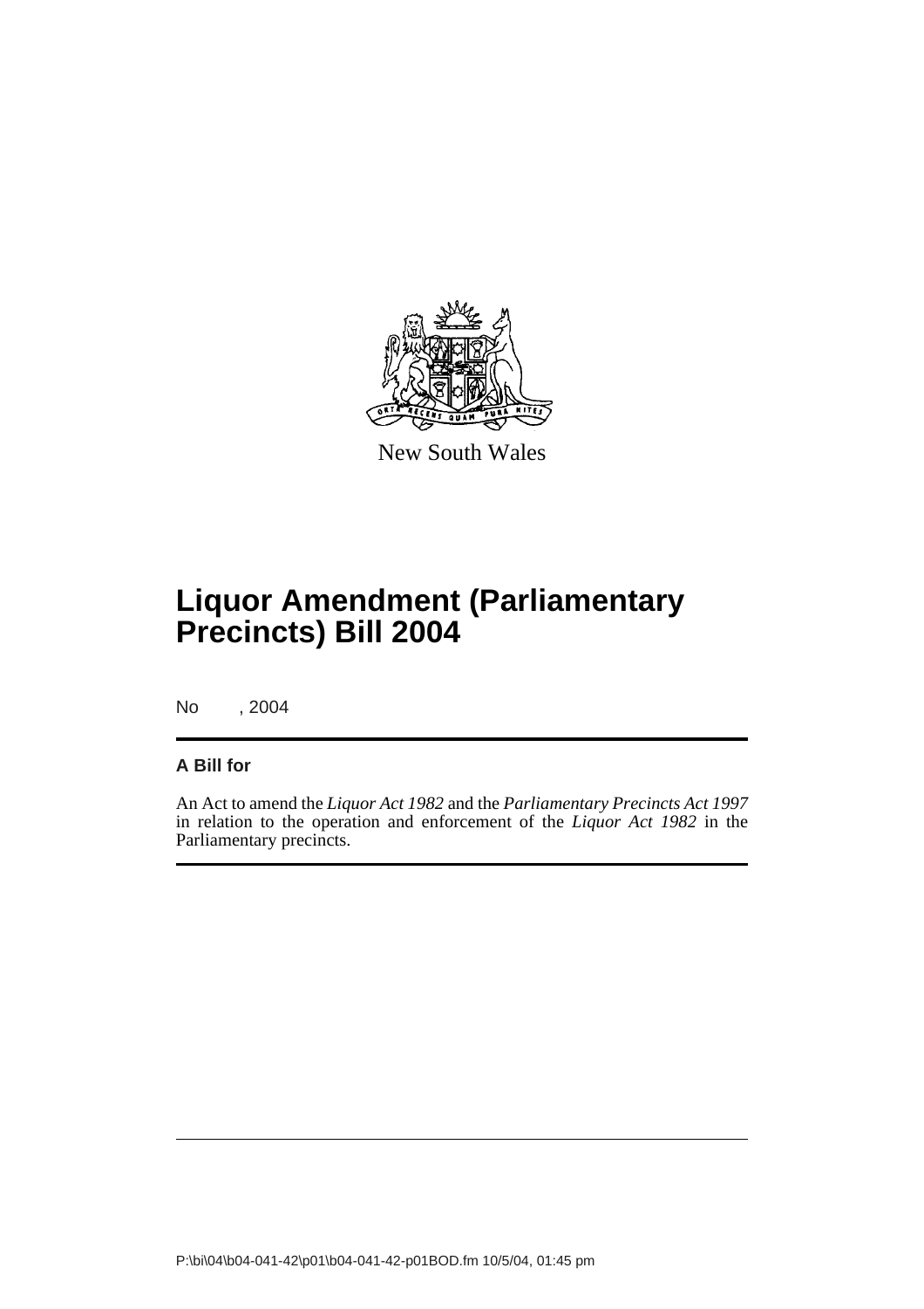New South Wales

# Liquor Amendment (Parliamentary Precincts) Bill 2004

No , 2004

## A Bill for

An Act to amend the *Liquor Act 1982* and the *Parliamentary Precincts Act 1997* in relation to the operation and enforcement of the *Liquor Act 1982* in the Parliamentary precincts.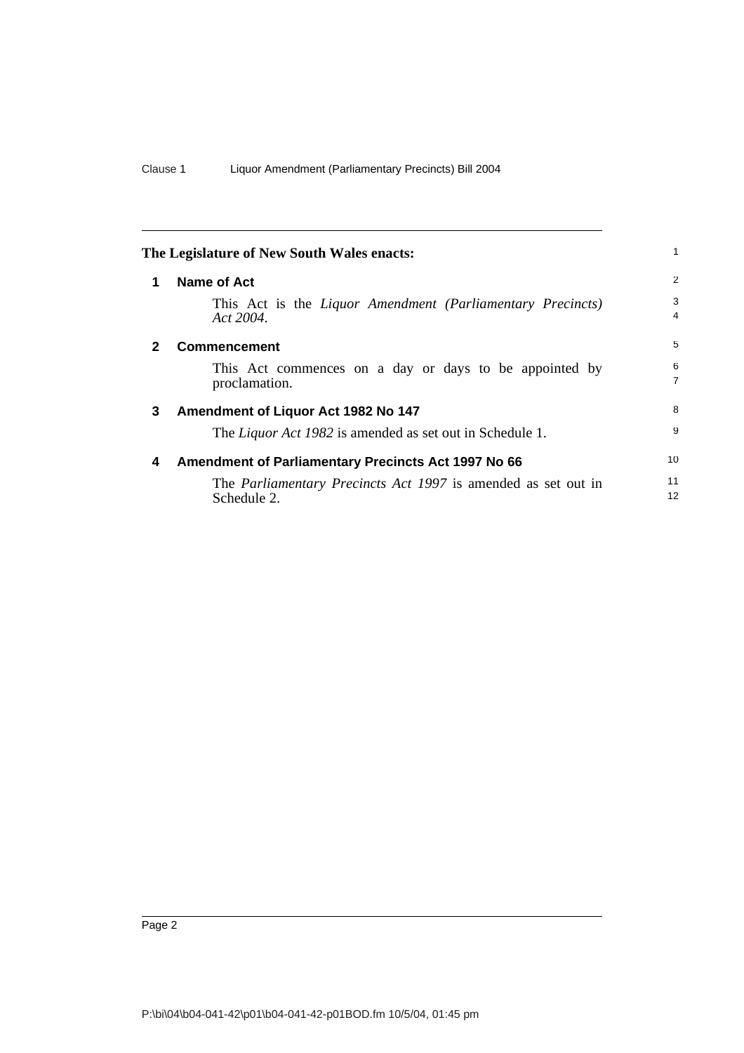**The Legislature of New South Wales enacts:**

## 1 Name of Act

This Act is the *Liquor Amendment (Parliamentary Precincts) Act 2004*.

## 2 Commencement

This Act commences on a day or days to be appointed by proclamation.

## 3 Amendment of Liquor Act 1982 No 147

The *Liquor Act 1982* is amended as set out in Schedule 1.

## 4 Amendment of Parliamentary Precincts Act 1997 No 66

The *Parliamentary Precincts Act 1997* is amended as set out in Schedule 2.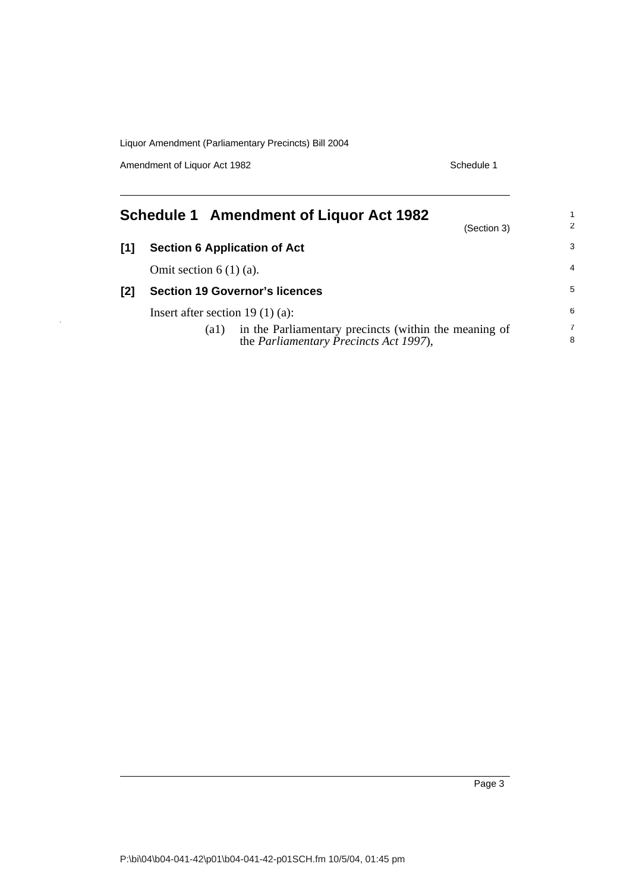## Schedule 1 Amendment of Liquor Act 1982

(Section 3)

**[1] Section 6 Application of Act**

Omit section 6 (1) (a).

**[2] Section 19 Governor's licences**

Insert after section 19 (1) (a):

(a1) in the Parliamentary precincts (within the meaning of the *Parliamentary Precincts Act 1997*),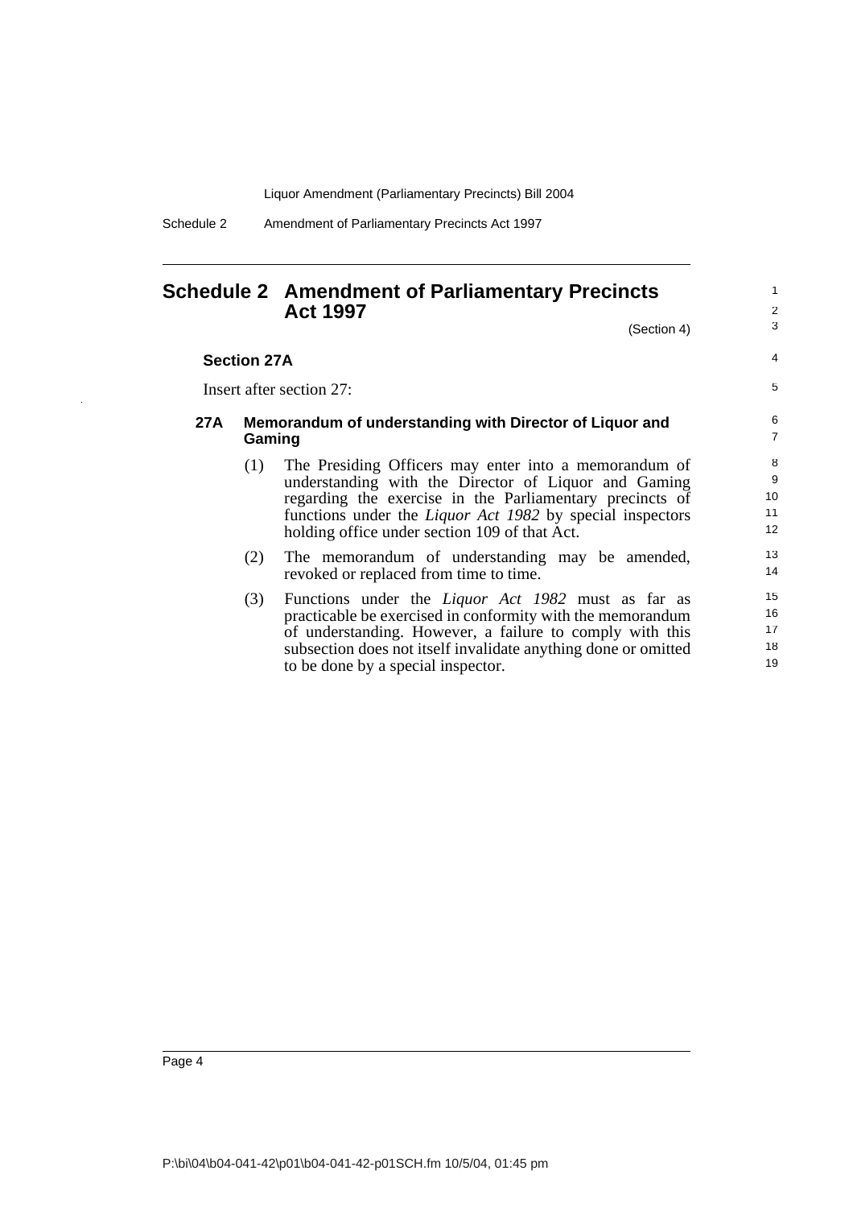## Schedule 2 Amendment of Parliamentary Precincts Act 1997

(Section 4)

**Section 27A**

Insert after section 27:

### 27A Memorandum of understanding with Director of Liquor and Gaming

(1) The Presiding Officers may enter into a memorandum of understanding with the Director of Liquor and Gaming regarding the exercise in the Parliamentary precincts of functions under the *Liquor Act 1982* by special inspectors holding office under section 109 of that Act.

(2) The memorandum of understanding may be amended, revoked or replaced from time to time.

(3) Functions under the *Liquor Act 1982* must as far as practicable be exercised in conformity with the memorandum of understanding. However, a failure to comply with this subsection does not itself invalidate anything done or omitted to be done by a special inspector.